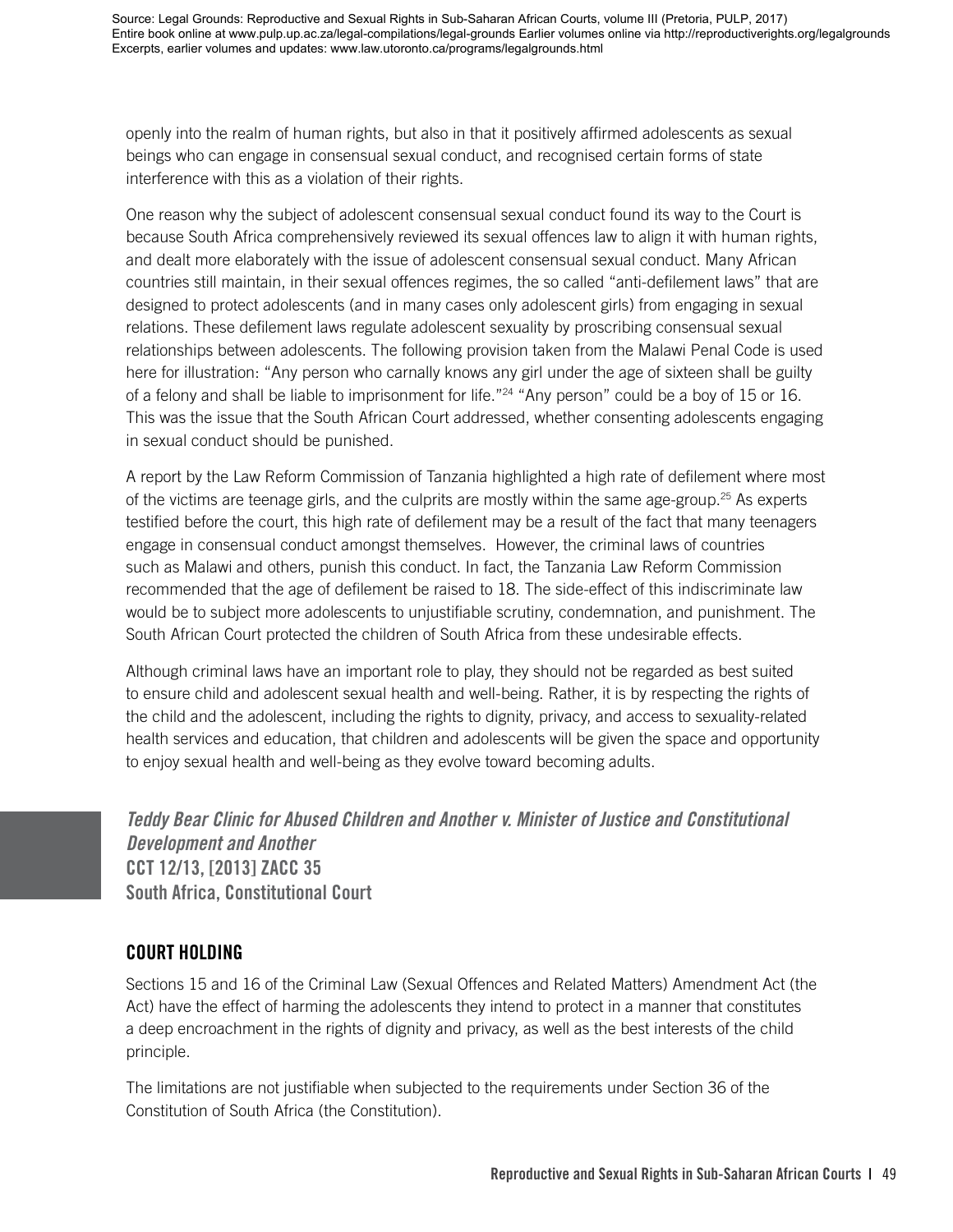openly into the realm of human rights, but also in that it positively affirmed adolescents as sexual beings who can engage in consensual sexual conduct, and recognised certain forms of state interference with this as a violation of their rights.

One reason why the subject of adolescent consensual sexual conduct found its way to the Court is because South Africa comprehensively reviewed its sexual offences law to align it with human rights, and dealt more elaborately with the issue of adolescent consensual sexual conduct. Many African countries still maintain, in their sexual offences regimes, the so called "anti-defilement laws" that are designed to protect adolescents (and in many cases only adolescent girls) from engaging in sexual relations. These defilement laws regulate adolescent sexuality by proscribing consensual sexual relationships between adolescents. The following provision taken from the Malawi Penal Code is used here for illustration: "Any person who carnally knows any girl under the age of sixteen shall be guilty of a felony and shall be liable to imprisonment for life."[24] "Any person" could be a boy of 15 or 16. This was the issue that the South African Court addressed, whether consenting adolescents engaging in sexual conduct should be punished.

A report by the Law Reform Commission of Tanzania highlighted a high rate of defilement where most of the victims are teenage girls, and the culprits are mostly within the same age-group.[25] As experts testified before the court, this high rate of defilement may be a result of the fact that many teenagers engage in consensual conduct amongst themselves. However, the criminal laws of countries such as Malawi and others, punish this conduct. In fact, the Tanzania Law Reform Commission recommended that the age of defilement be raised to 18. The side-effect of this indiscriminate law would be to subject more adolescents to unjustifiable scrutiny, condemnation, and punishment. The South African Court protected the children of South Africa from these undesirable effects.

Although criminal laws have an important role to play, they should not be regarded as best suited to ensure child and adolescent sexual health and well-being. Rather, it is by respecting the rights of the child and the adolescent, including the rights to dignity, privacy, and access to sexuality-related health services and education, that children and adolescents will be given the space and opportunity to enjoy sexual health and well-being as they evolve toward becoming adults.

## *Teddy Bear Clinic for Abused Children and Another v. Minister of Justice and Constitutional Development and Another*
**CCT 12/13, [2013] ZACC 35**
**South Africa, Constitutional Court**

### COURT HOLDING

Sections 15 and 16 of the Criminal Law (Sexual Offences and Related Matters) Amendment Act (the Act) have the effect of harming the adolescents they intend to protect in a manner that constitutes a deep encroachment in the rights of dignity and privacy, as well as the best interests of the child principle.

The limitations are not justifiable when subjected to the requirements under Section 36 of the Constitution of South Africa (the Constitution).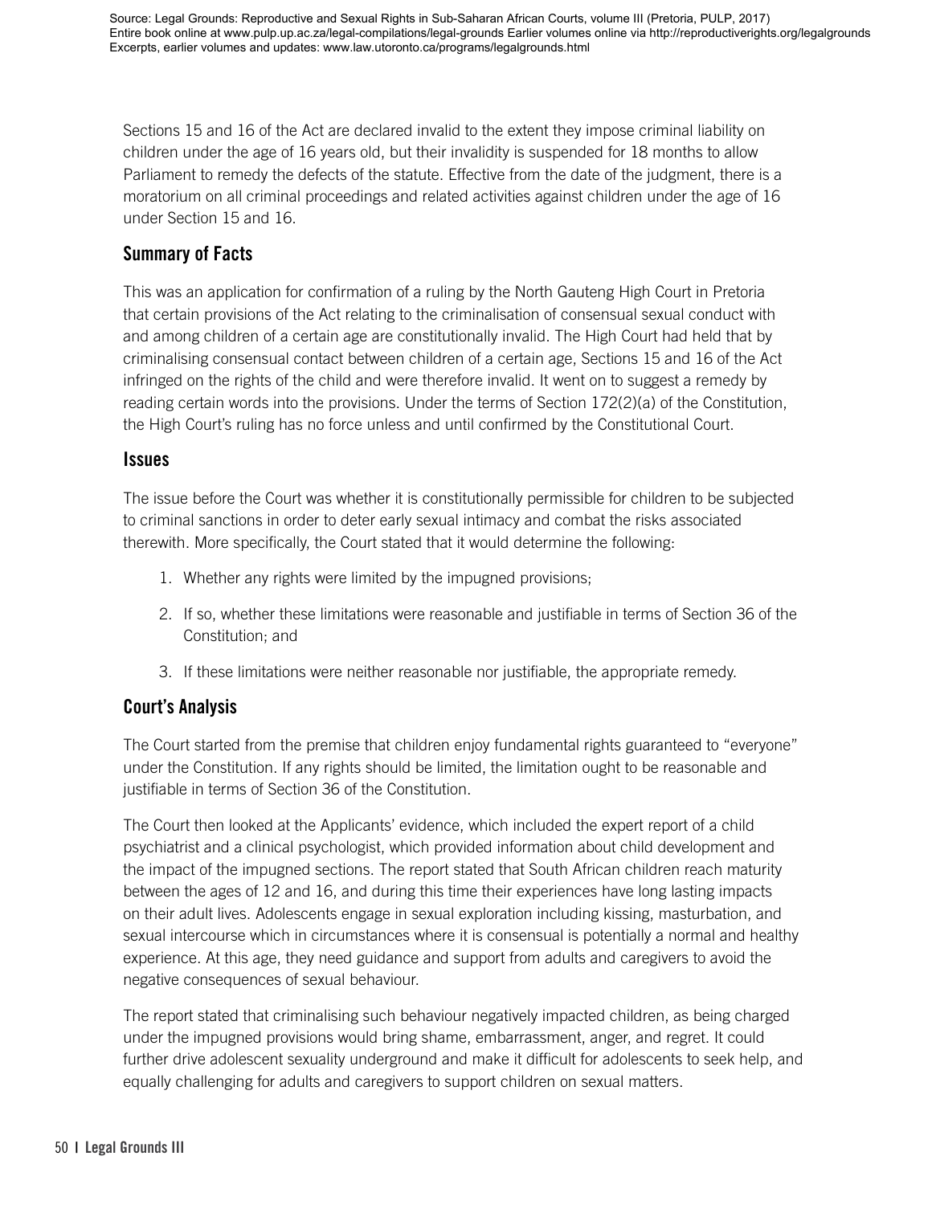Sections 15 and 16 of the Act are declared invalid to the extent they impose criminal liability on children under the age of 16 years old, but their invalidity is suspended for 18 months to allow Parliament to remedy the defects of the statute. Effective from the date of the judgment, there is a moratorium on all criminal proceedings and related activities against children under the age of 16 under Section 15 and 16.

## Summary of Facts

This was an application for confirmation of a ruling by the North Gauteng High Court in Pretoria that certain provisions of the Act relating to the criminalisation of consensual sexual conduct with and among children of a certain age are constitutionally invalid. The High Court had held that by criminalising consensual contact between children of a certain age, Sections 15 and 16 of the Act infringed on the rights of the child and were therefore invalid. It went on to suggest a remedy by reading certain words into the provisions. Under the terms of Section 172(2)(a) of the Constitution, the High Court's ruling has no force unless and until confirmed by the Constitutional Court.

## Issues

The issue before the Court was whether it is constitutionally permissible for children to be subjected to criminal sanctions in order to deter early sexual intimacy and combat the risks associated therewith. More specifically, the Court stated that it would determine the following:

1. Whether any rights were limited by the impugned provisions;
2. If so, whether these limitations were reasonable and justifiable in terms of Section 36 of the Constitution; and
3. If these limitations were neither reasonable nor justifiable, the appropriate remedy.

## Court's Analysis

The Court started from the premise that children enjoy fundamental rights guaranteed to "everyone" under the Constitution. If any rights should be limited, the limitation ought to be reasonable and justifiable in terms of Section 36 of the Constitution.

The Court then looked at the Applicants' evidence, which included the expert report of a child psychiatrist and a clinical psychologist, which provided information about child development and the impact of the impugned sections. The report stated that South African children reach maturity between the ages of 12 and 16, and during this time their experiences have long lasting impacts on their adult lives. Adolescents engage in sexual exploration including kissing, masturbation, and sexual intercourse which in circumstances where it is consensual is potentially a normal and healthy experience. At this age, they need guidance and support from adults and caregivers to avoid the negative consequences of sexual behaviour.

The report stated that criminalising such behaviour negatively impacted children, as being charged under the impugned provisions would bring shame, embarrassment, anger, and regret. It could further drive adolescent sexuality underground and make it difficult for adolescents to seek help, and equally challenging for adults and caregivers to support children on sexual matters.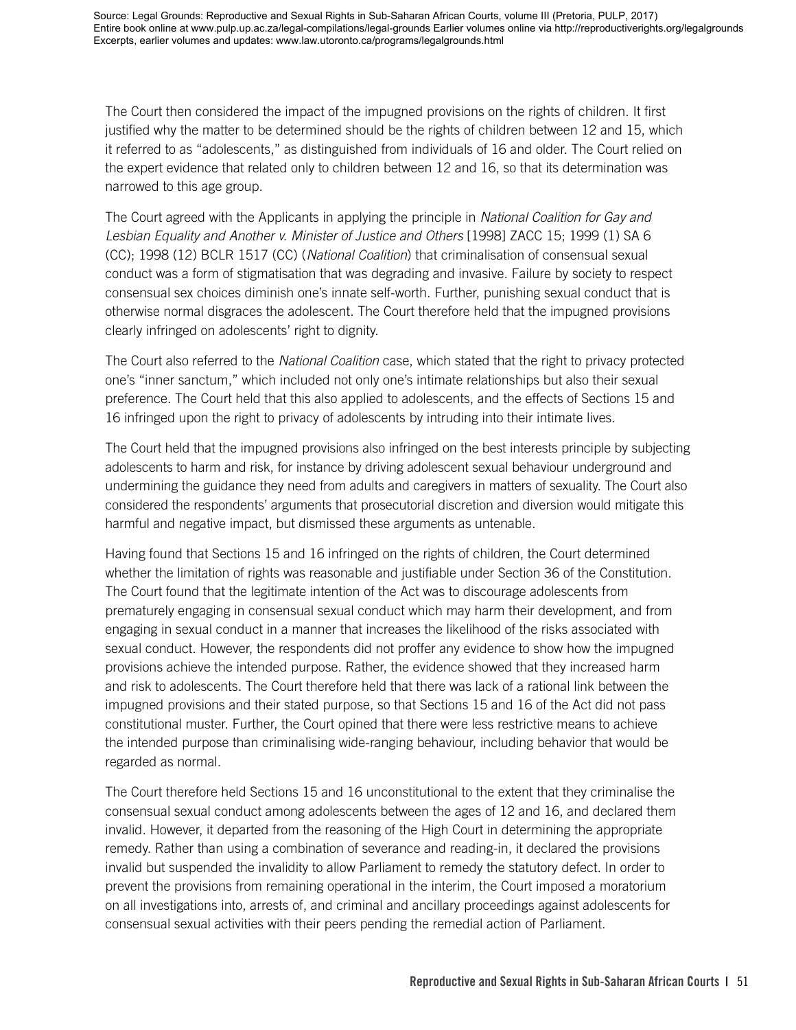The Court then considered the impact of the impugned provisions on the rights of children. It first justified why the matter to be determined should be the rights of children between 12 and 15, which it referred to as "adolescents," as distinguished from individuals of 16 and older. The Court relied on the expert evidence that related only to children between 12 and 16, so that its determination was narrowed to this age group.

The Court agreed with the Applicants in applying the principle in *National Coalition for Gay and Lesbian Equality and Another v. Minister of Justice and Others* [1998] ZACC 15; 1999 (1) SA 6 (CC); 1998 (12) BCLR 1517 (CC) (*National Coalition*) that criminalisation of consensual sexual conduct was a form of stigmatisation that was degrading and invasive. Failure by society to respect consensual sex choices diminish one's innate self-worth. Further, punishing sexual conduct that is otherwise normal disgraces the adolescent. The Court therefore held that the impugned provisions clearly infringed on adolescents' right to dignity.

The Court also referred to the *National Coalition* case, which stated that the right to privacy protected one's "inner sanctum," which included not only one's intimate relationships but also their sexual preference. The Court held that this also applied to adolescents, and the effects of Sections 15 and 16 infringed upon the right to privacy of adolescents by intruding into their intimate lives.

The Court held that the impugned provisions also infringed on the best interests principle by subjecting adolescents to harm and risk, for instance by driving adolescent sexual behaviour underground and undermining the guidance they need from adults and caregivers in matters of sexuality. The Court also considered the respondents' arguments that prosecutorial discretion and diversion would mitigate this harmful and negative impact, but dismissed these arguments as untenable.

Having found that Sections 15 and 16 infringed on the rights of children, the Court determined whether the limitation of rights was reasonable and justifiable under Section 36 of the Constitution. The Court found that the legitimate intention of the Act was to discourage adolescents from prematurely engaging in consensual sexual conduct which may harm their development, and from engaging in sexual conduct in a manner that increases the likelihood of the risks associated with sexual conduct. However, the respondents did not proffer any evidence to show how the impugned provisions achieve the intended purpose. Rather, the evidence showed that they increased harm and risk to adolescents. The Court therefore held that there was lack of a rational link between the impugned provisions and their stated purpose, so that Sections 15 and 16 of the Act did not pass constitutional muster. Further, the Court opined that there were less restrictive means to achieve the intended purpose than criminalising wide-ranging behaviour, including behavior that would be regarded as normal.

The Court therefore held Sections 15 and 16 unconstitutional to the extent that they criminalise the consensual sexual conduct among adolescents between the ages of 12 and 16, and declared them invalid. However, it departed from the reasoning of the High Court in determining the appropriate remedy. Rather than using a combination of severance and reading-in, it declared the provisions invalid but suspended the invalidity to allow Parliament to remedy the statutory defect. In order to prevent the provisions from remaining operational in the interim, the Court imposed a moratorium on all investigations into, arrests of, and criminal and ancillary proceedings against adolescents for consensual sexual activities with their peers pending the remedial action of Parliament.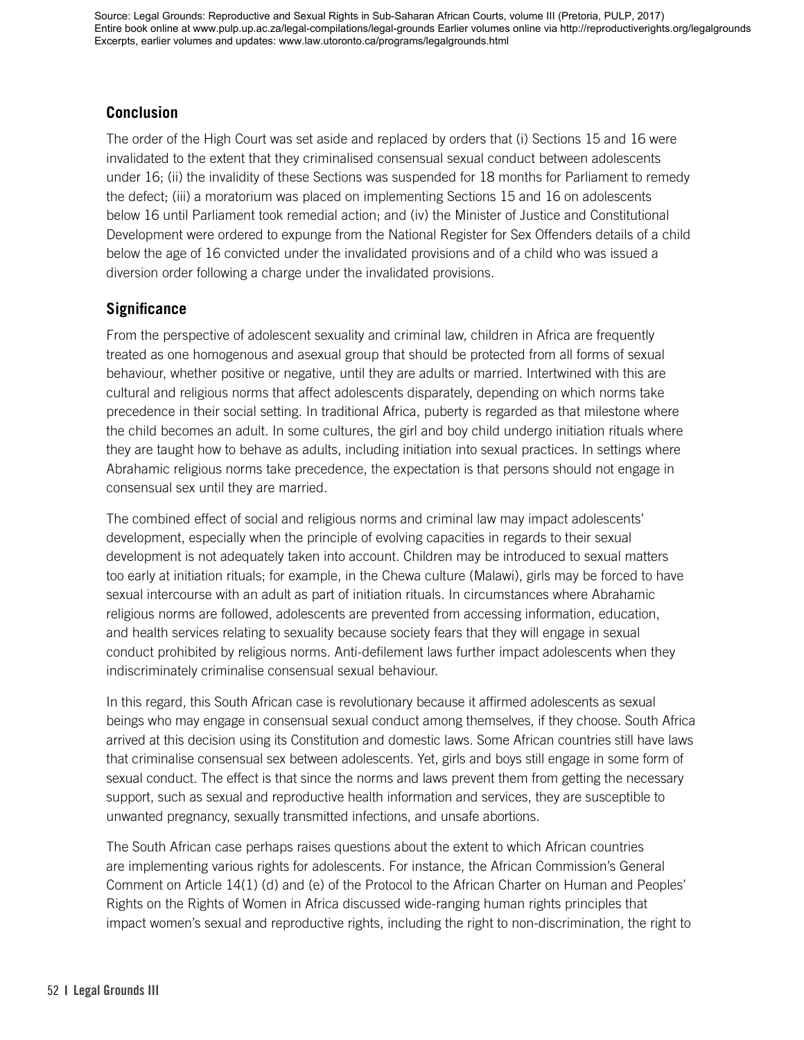## Conclusion

The order of the High Court was set aside and replaced by orders that (i) Sections 15 and 16 were invalidated to the extent that they criminalised consensual sexual conduct between adolescents under 16; (ii) the invalidity of these Sections was suspended for 18 months for Parliament to remedy the defect; (iii) a moratorium was placed on implementing Sections 15 and 16 on adolescents below 16 until Parliament took remedial action; and (iv) the Minister of Justice and Constitutional Development were ordered to expunge from the National Register for Sex Offenders details of a child below the age of 16 convicted under the invalidated provisions and of a child who was issued a diversion order following a charge under the invalidated provisions.

## Significance

From the perspective of adolescent sexuality and criminal law, children in Africa are frequently treated as one homogenous and asexual group that should be protected from all forms of sexual behaviour, whether positive or negative, until they are adults or married. Intertwined with this are cultural and religious norms that affect adolescents disparately, depending on which norms take precedence in their social setting. In traditional Africa, puberty is regarded as that milestone where the child becomes an adult. In some cultures, the girl and boy child undergo initiation rituals where they are taught how to behave as adults, including initiation into sexual practices. In settings where Abrahamic religious norms take precedence, the expectation is that persons should not engage in consensual sex until they are married.

The combined effect of social and religious norms and criminal law may impact adolescents' development, especially when the principle of evolving capacities in regards to their sexual development is not adequately taken into account. Children may be introduced to sexual matters too early at initiation rituals; for example, in the Chewa culture (Malawi), girls may be forced to have sexual intercourse with an adult as part of initiation rituals. In circumstances where Abrahamic religious norms are followed, adolescents are prevented from accessing information, education, and health services relating to sexuality because society fears that they will engage in sexual conduct prohibited by religious norms. Anti-defilement laws further impact adolescents when they indiscriminately criminalise consensual sexual behaviour.

In this regard, this South African case is revolutionary because it affirmed adolescents as sexual beings who may engage in consensual sexual conduct among themselves, if they choose. South Africa arrived at this decision using its Constitution and domestic laws. Some African countries still have laws that criminalise consensual sex between adolescents. Yet, girls and boys still engage in some form of sexual conduct. The effect is that since the norms and laws prevent them from getting the necessary support, such as sexual and reproductive health information and services, they are susceptible to unwanted pregnancy, sexually transmitted infections, and unsafe abortions.

The South African case perhaps raises questions about the extent to which African countries are implementing various rights for adolescents. For instance, the African Commission's General Comment on Article 14(1) (d) and (e) of the Protocol to the African Charter on Human and Peoples' Rights on the Rights of Women in Africa discussed wide-ranging human rights principles that impact women's sexual and reproductive rights, including the right to non-discrimination, the right to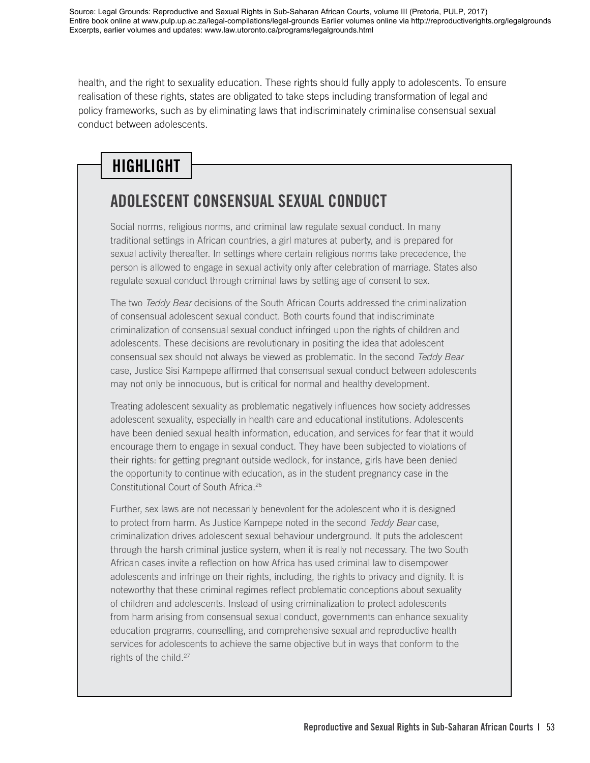health, and the right to sexuality education. These rights should fully apply to adolescents. To ensure realisation of these rights, states are obligated to take steps including transformation of legal and policy frameworks, such as by eliminating laws that indiscriminately criminalise consensual sexual conduct between adolescents.

## HIGHLIGHT

### ADOLESCENT CONSENSUAL SEXUAL CONDUCT

Social norms, religious norms, and criminal law regulate sexual conduct. In many traditional settings in African countries, a girl matures at puberty, and is prepared for sexual activity thereafter. In settings where certain religious norms take precedence, the person is allowed to engage in sexual activity only after celebration of marriage. States also regulate sexual conduct through criminal laws by setting age of consent to sex.

The two *Teddy Bear* decisions of the South African Courts addressed the criminalization of consensual adolescent sexual conduct. Both courts found that indiscriminate criminalization of consensual sexual conduct infringed upon the rights of children and adolescents. These decisions are revolutionary in positing the idea that adolescent consensual sex should not always be viewed as problematic. In the second *Teddy Bear* case, Justice Sisi Kampepe affirmed that consensual sexual conduct between adolescents may not only be innocuous, but is critical for normal and healthy development.

Treating adolescent sexuality as problematic negatively influences how society addresses adolescent sexuality, especially in health care and educational institutions. Adolescents have been denied sexual health information, education, and services for fear that it would encourage them to engage in sexual conduct. They have been subjected to violations of their rights: for getting pregnant outside wedlock, for instance, girls have been denied the opportunity to continue with education, as in the student pregnancy case in the Constitutional Court of South Africa.[26]

Further, sex laws are not necessarily benevolent for the adolescent who it is designed to protect from harm. As Justice Kampepe noted in the second *Teddy Bear* case, criminalization drives adolescent sexual behaviour underground. It puts the adolescent through the harsh criminal justice system, when it is really not necessary. The two South African cases invite a reflection on how Africa has used criminal law to disempower adolescents and infringe on their rights, including, the rights to privacy and dignity. It is noteworthy that these criminal regimes reflect problematic conceptions about sexuality of children and adolescents. Instead of using criminalization to protect adolescents from harm arising from consensual sexual conduct, governments can enhance sexuality education programs, counselling, and comprehensive sexual and reproductive health services for adolescents to achieve the same objective but in ways that conform to the rights of the child.[27]